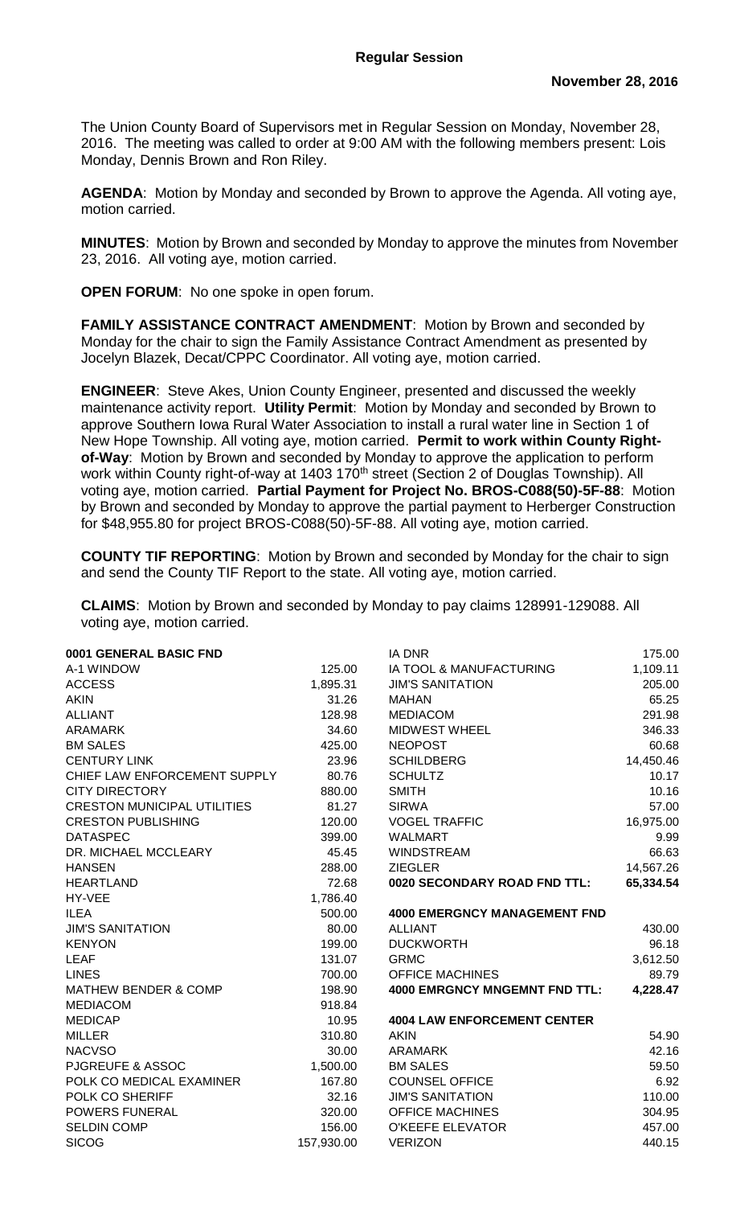# Regular Session

**November 28, 2016**

The Union County Board of Supervisors met in Regular Session on Monday, November 28, 2016. The meeting was called to order at 9:00 AM with the following members present: Lois Monday, Dennis Brown and Ron Riley.

**AGENDA**: Motion by Monday and seconded by Brown to approve the Agenda. All voting aye, motion carried.

**MINUTES**: Motion by Brown and seconded by Monday to approve the minutes from November 23, 2016. All voting aye, motion carried.

**OPEN FORUM**: No one spoke in open forum.

**FAMILY ASSISTANCE CONTRACT AMENDMENT**: Motion by Brown and seconded by Monday for the chair to sign the Family Assistance Contract Amendment as presented by Jocelyn Blazek, Decat/CPPC Coordinator. All voting aye, motion carried.

**ENGINEER**: Steve Akes, Union County Engineer, presented and discussed the weekly maintenance activity report. **Utility Permit**: Motion by Monday and seconded by Brown to approve Southern Iowa Rural Water Association to install a rural water line in Section 1 of New Hope Township. All voting aye, motion carried. **Permit to work within County Right-of-Way**: Motion by Brown and seconded by Monday to approve the application to perform work within County right-of-way at 1403 170th street (Section 2 of Douglas Township). All voting aye, motion carried. **Partial Payment for Project No. BROS-C088(50)-5F-88**: Motion by Brown and seconded by Monday to approve the partial payment to Herberger Construction for $48,955.80 for project BROS-C088(50)-5F-88. All voting aye, motion carried.

**COUNTY TIF REPORTING**: Motion by Brown and seconded by Monday for the chair to sign and send the County TIF Report to the state. All voting aye, motion carried.

**CLAIMS**: Motion by Brown and seconded by Monday to pay claims 128991-129088. All voting aye, motion carried.

| **0001 GENERAL BASIC FND** | |
|---|---|
| A-1 WINDOW | 125.00 |
| ACCESS | 1,895.31 |
| AKIN | 31.26 |
| ALLIANT | 128.98 |
| ARAMARK | 34.60 |
| BM SALES | 425.00 |
| CENTURY LINK | 23.96 |
| CHIEF LAW ENFORCEMENT SUPPLY | 80.76 |
| CITY DIRECTORY | 880.00 |
| CRESTON MUNICIPAL UTILITIES | 81.27 |
| CRESTON PUBLISHING | 120.00 |
| DATASPEC | 399.00 |
| DR. MICHAEL MCCLEARY | 45.45 |
| HANSEN | 288.00 |
| HEARTLAND | 72.68 |
| HY-VEE | 1,786.40 |
| ILEA | 500.00 |
| JIM'S SANITATION | 80.00 |
| KENYON | 199.00 |
| LEAF | 131.07 |
| LINES | 700.00 |
| MATHEW BENDER & COMP | 198.90 |
| MEDIACOM | 918.84 |
| MEDICAP | 10.95 |
| MILLER | 310.80 |
| NACVSO | 30.00 |
| PJGREUFE & ASSOC | 1,500.00 |
| POLK CO MEDICAL EXAMINER | 167.80 |
| POLK CO SHERIFF | 32.16 |
| POWERS FUNERAL | 320.00 |
| SELDIN COMP | 156.00 |
| SICOG | 157,930.00 |

| | |
|---|---|
| IA DNR | 175.00 |
| IA TOOL & MANUFACTURING | 1,109.11 |
| JIM'S SANITATION | 205.00 |
| MAHAN | 65.25 |
| MEDIACOM | 291.98 |
| MIDWEST WHEEL | 346.33 |
| NEOPOST | 60.68 |
| SCHILDBERG | 14,450.46 |
| SCHULTZ | 10.17 |
| SMITH | 10.16 |
| SIRWA | 57.00 |
| VOGEL TRAFFIC | 16,975.00 |
| WALMART | 9.99 |
| WINDSTREAM | 66.63 |
| ZIEGLER | 14,567.26 |
| **0020 SECONDARY ROAD FND TTL:** | **65,334.54** |

| **4000 EMERGNCY MANAGEMENT FND** | |
|---|---|
| ALLIANT | 430.00 |
| DUCKWORTH | 96.18 |
| GRMC | 3,612.50 |
| OFFICE MACHINES | 89.79 |
| **4000 EMRGNCY MNGEMNT FND TTL:** | **4,228.47** |

| **4004 LAW ENFORCEMENT CENTER** | |
|---|---|
| AKIN | 54.90 |
| ARAMARK | 42.16 |
| BM SALES | 59.50 |
| COUNSEL OFFICE | 6.92 |
| JIM'S SANITATION | 110.00 |
| OFFICE MACHINES | 304.95 |
| O'KEEFE ELEVATOR | 457.00 |
| VERIZON | 440.15 |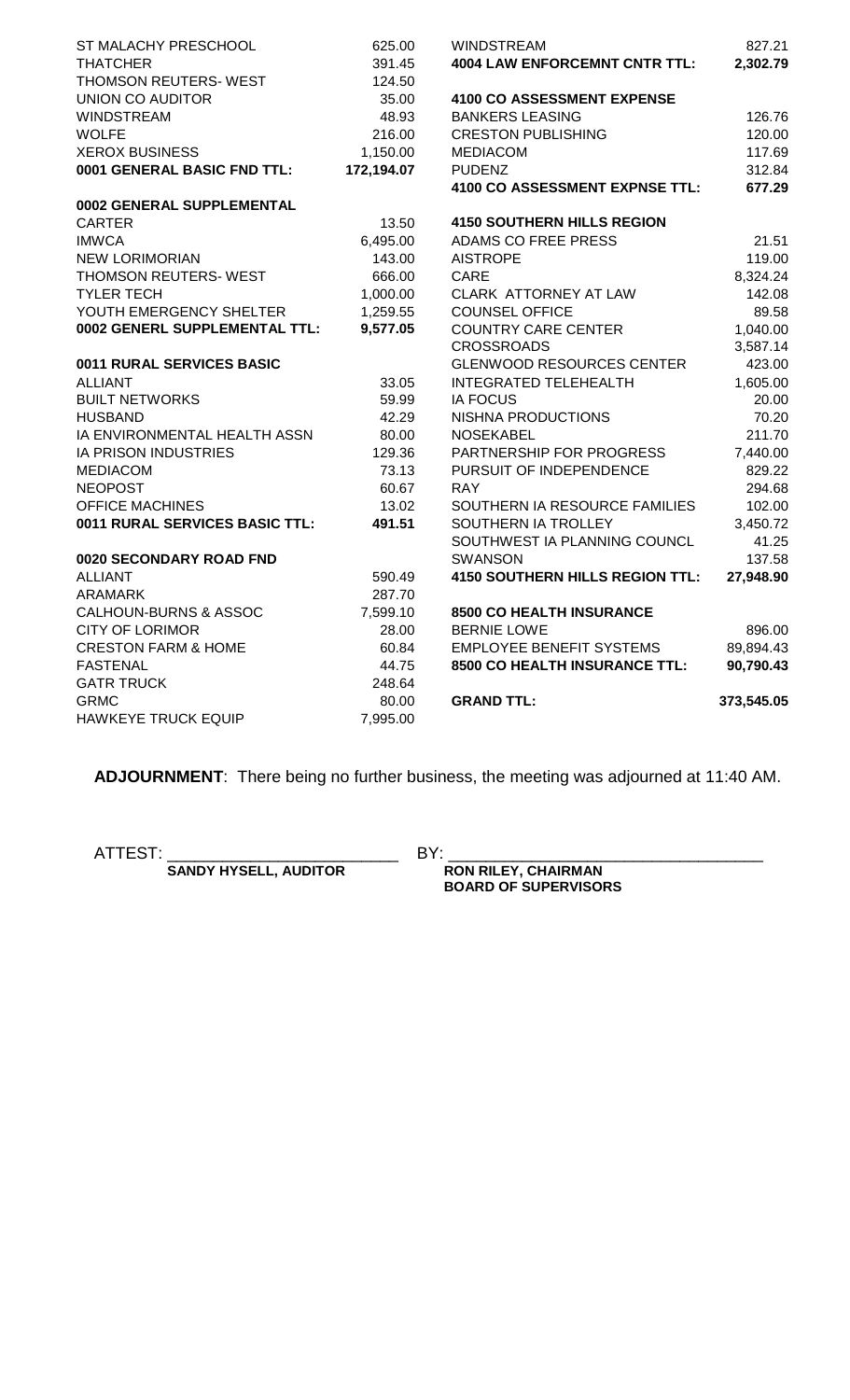| | |
|---|---|
| ST MALACHY PRESCHOOL | 625.00 |
| THATCHER | 391.45 |
| THOMSON REUTERS- WEST | 124.50 |
| UNION CO AUDITOR | 35.00 |
| WINDSTREAM | 48.93 |
| WOLFE | 216.00 |
| XEROX BUSINESS | 1,150.00 |
| **0001 GENERAL BASIC FND TTL:** | **172,194.07** |
| | |
| **0002 GENERAL SUPPLEMENTAL** | |
| CARTER | 13.50 |
| IMWCA | 6,495.00 |
| NEW LORIMORIAN | 143.00 |
| THOMSON REUTERS- WEST | 666.00 |
| TYLER TECH | 1,000.00 |
| YOUTH EMERGENCY SHELTER | 1,259.55 |
| **0002 GENERL SUPPLEMENTAL TTL:** | **9,577.05** |
| | |
| **0011 RURAL SERVICES BASIC** | |
| ALLIANT | 33.05 |
| BUILT NETWORKS | 59.99 |
| HUSBAND | 42.29 |
| IA ENVIRONMENTAL HEALTH ASSN | 80.00 |
| IA PRISON INDUSTRIES | 129.36 |
| MEDIACOM | 73.13 |
| NEOPOST | 60.67 |
| OFFICE MACHINES | 13.02 |
| **0011 RURAL SERVICES BASIC TTL:** | **491.51** |
| | |
| **0020 SECONDARY ROAD FND** | |
| ALLIANT | 590.49 |
| ARAMARK | 287.70 |
| CALHOUN-BURNS & ASSOC | 7,599.10 |
| CITY OF LORIMOR | 28.00 |
| CRESTON FARM & HOME | 60.84 |
| FASTENAL | 44.75 |
| GATR TRUCK | 248.64 |
| GRMC | 80.00 |
| HAWKEYE TRUCK EQUIP | 7,995.00 |
| WINDSTREAM | 827.21 |
| **4004 LAW ENFORCEMNT CNTR TTL:** | **2,302.79** |
| | |
| **4100 CO ASSESSMENT EXPENSE** | |
| BANKERS LEASING | 126.76 |
| CRESTON PUBLISHING | 120.00 |
| MEDIACOM | 117.69 |
| PUDENZ | 312.84 |
| **4100 CO ASSESSMENT EXPNSE TTL:** | **677.29** |
| | |
| **4150 SOUTHERN HILLS REGION** | |
| ADAMS CO FREE PRESS | 21.51 |
| AISTROPE | 119.00 |
| CARE | 8,324.24 |
| CLARK ATTORNEY AT LAW | 142.08 |
| COUNSEL OFFICE | 89.58 |
| COUNTRY CARE CENTER | 1,040.00 |
| CROSSROADS | 3,587.14 |
| GLENWOOD RESOURCES CENTER | 423.00 |
| INTEGRATED TELEHEALTH | 1,605.00 |
| IA FOCUS | 20.00 |
| NISHNA PRODUCTIONS | 70.20 |
| NOSEKABEL | 211.70 |
| PARTNERSHIP FOR PROGRESS | 7,440.00 |
| PURSUIT OF INDEPENDENCE | 829.22 |
| RAY | 294.68 |
| SOUTHERN IA RESOURCE FAMILIES | 102.00 |
| SOUTHERN IA TROLLEY | 3,450.72 |
| SOUTHWEST IA PLANNING COUNCL | 41.25 |
| SWANSON | 137.58 |
| **4150 SOUTHERN HILLS REGION TTL:** | **27,948.90** |
| | |
| **8500 CO HEALTH INSURANCE** | |
| BERNIE LOWE | 896.00 |
| EMPLOYEE BENEFIT SYSTEMS | 89,894.43 |
| **8500 CO HEALTH INSURANCE TTL:** | **90,790.43** |
| | |
| **GRAND TTL:** | **373,545.05** |

**ADJOURNMENT**: There being no further business, the meeting was adjourned at 11:40 AM.

ATTEST: \_\_\_\_\_\_\_\_\_\_\_\_\_\_\_\_\_\_\_\_\_\_\_\_\_\_
**SANDY HYSELL, AUDITOR**

BY: \_\_\_\_\_\_\_\_\_\_\_\_\_\_\_\_\_\_\_\_\_\_\_\_\_\_\_\_\_\_\_\_\_\_\_\_
**RON RILEY, CHAIRMAN**
**BOARD OF SUPERVISORS**